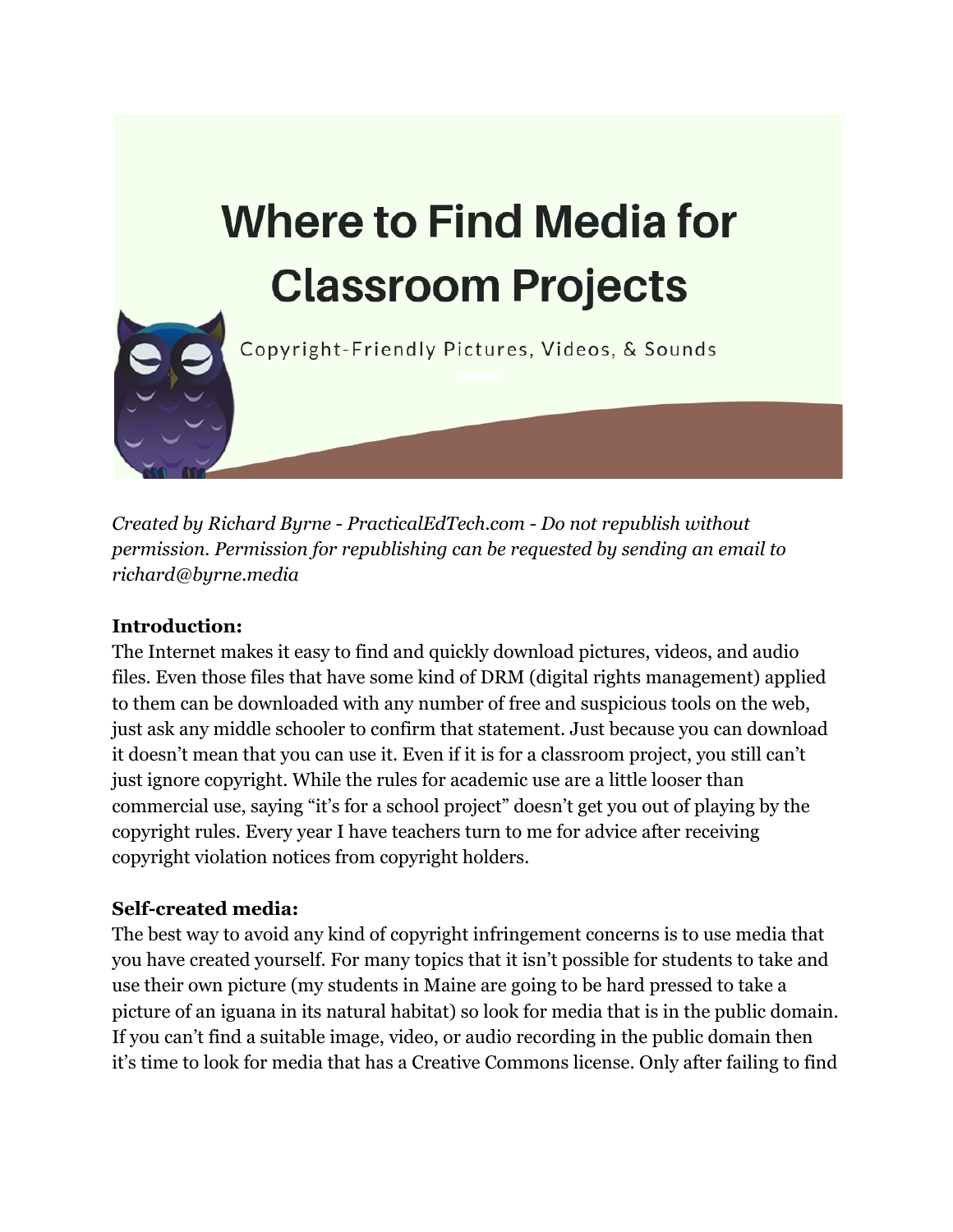# Where to Find Media for Classroom Projects

Copyright-Friendly Pictures, Videos, & Sounds

*Created by Richard Byrne - PracticalEdTech.com - Do not republish without permission. Permission for republishing can be requested by sending an email to richard@byrne.media*

**Introduction:**
The Internet makes it easy to find and quickly download pictures, videos, and audio files. Even those files that have some kind of DRM (digital rights management) applied to them can be downloaded with any number of free and suspicious tools on the web, just ask any middle schooler to confirm that statement. Just because you can download it doesn't mean that you can use it. Even if it is for a classroom project, you still can't just ignore copyright. While the rules for academic use are a little looser than commercial use, saying "it's for a school project" doesn't get you out of playing by the copyright rules. Every year I have teachers turn to me for advice after receiving copyright violation notices from copyright holders.

**Self-created media:**
The best way to avoid any kind of copyright infringement concerns is to use media that you have created yourself. For many topics that it isn't possible for students to take and use their own picture (my students in Maine are going to be hard pressed to take a picture of an iguana in its natural habitat) so look for media that is in the public domain. If you can't find a suitable image, video, or audio recording in the public domain then it's time to look for media that has a Creative Commons license. Only after failing to find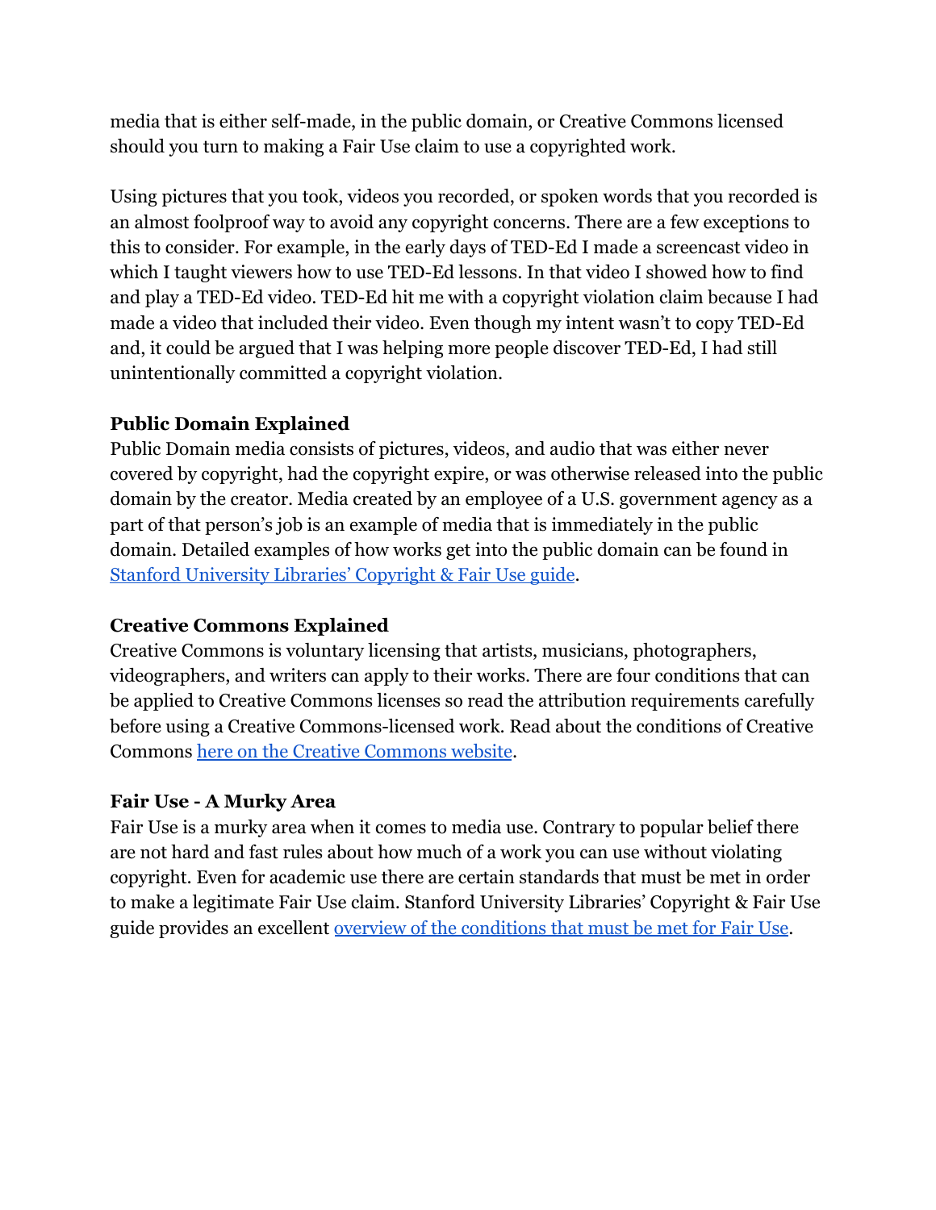media that is either self-made, in the public domain, or Creative Commons licensed should you turn to making a Fair Use claim to use a copyrighted work.

Using pictures that you took, videos you recorded, or spoken words that you recorded is an almost foolproof way to avoid any copyright concerns. There are a few exceptions to this to consider. For example, in the early days of TED-Ed I made a screencast video in which I taught viewers how to use TED-Ed lessons. In that video I showed how to find and play a TED-Ed video. TED-Ed hit me with a copyright violation claim because I had made a video that included their video. Even though my intent wasn't to copy TED-Ed and, it could be argued that I was helping more people discover TED-Ed, I had still unintentionally committed a copyright violation.

**Public Domain Explained**

Public Domain media consists of pictures, videos, and audio that was either never covered by copyright, had the copyright expire, or was otherwise released into the public domain by the creator. Media created by an employee of a U.S. government agency as a part of that person's job is an example of media that is immediately in the public domain. Detailed examples of how works get into the public domain can be found in Stanford University Libraries' Copyright & Fair Use guide.

**Creative Commons Explained**

Creative Commons is voluntary licensing that artists, musicians, photographers, videographers, and writers can apply to their works. There are four conditions that can be applied to Creative Commons licenses so read the attribution requirements carefully before using a Creative Commons-licensed work. Read about the conditions of Creative Commons here on the Creative Commons website.

**Fair Use - A Murky Area**

Fair Use is a murky area when it comes to media use. Contrary to popular belief there are not hard and fast rules about how much of a work you can use without violating copyright. Even for academic use there are certain standards that must be met in order to make a legitimate Fair Use claim. Stanford University Libraries' Copyright & Fair Use guide provides an excellent overview of the conditions that must be met for Fair Use.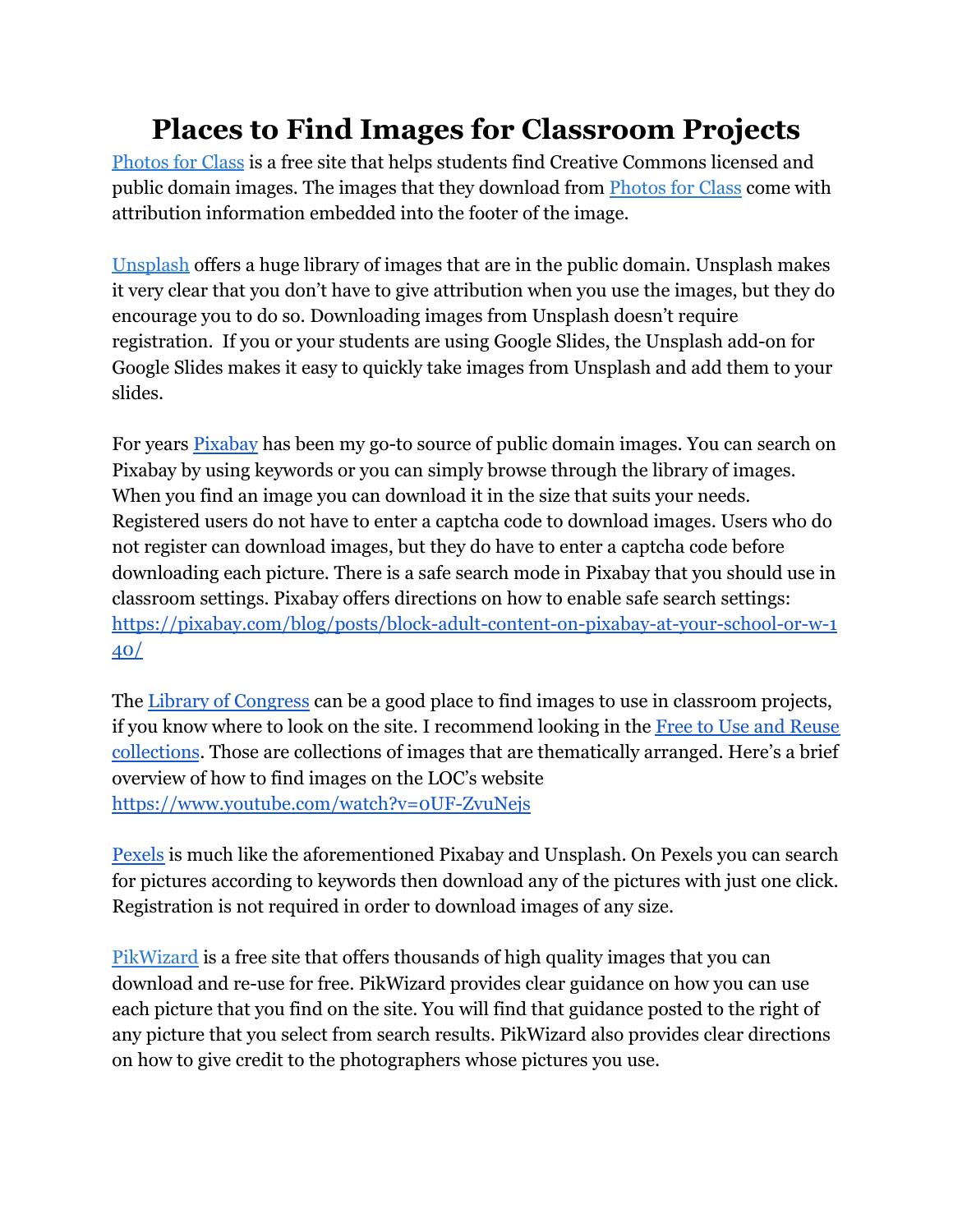# Places to Find Images for Classroom Projects

Photos for Class is a free site that helps students find Creative Commons licensed and public domain images. The images that they download from Photos for Class come with attribution information embedded into the footer of the image.

Unsplash offers a huge library of images that are in the public domain. Unsplash makes it very clear that you don't have to give attribution when you use the images, but they do encourage you to do so. Downloading images from Unsplash doesn't require registration. If you or your students are using Google Slides, the Unsplash add-on for Google Slides makes it easy to quickly take images from Unsplash and add them to your slides.

For years Pixabay has been my go-to source of public domain images. You can search on Pixabay by using keywords or you can simply browse through the library of images. When you find an image you can download it in the size that suits your needs. Registered users do not have to enter a captcha code to download images. Users who do not register can download images, but they do have to enter a captcha code before downloading each picture. There is a safe search mode in Pixabay that you should use in classroom settings. Pixabay offers directions on how to enable safe search settings: https://pixabay.com/blog/posts/block-adult-content-on-pixabay-at-your-school-or-w-140/

The Library of Congress can be a good place to find images to use in classroom projects, if you know where to look on the site. I recommend looking in the Free to Use and Reuse collections. Those are collections of images that are thematically arranged. Here's a brief overview of how to find images on the LOC's website https://www.youtube.com/watch?v=0UF-ZvuNejs

Pexels is much like the aforementioned Pixabay and Unsplash. On Pexels you can search for pictures according to keywords then download any of the pictures with just one click. Registration is not required in order to download images of any size.

PikWizard is a free site that offers thousands of high quality images that you can download and re-use for free. PikWizard provides clear guidance on how you can use each picture that you find on the site. You will find that guidance posted to the right of any picture that you select from search results. PikWizard also provides clear directions on how to give credit to the photographers whose pictures you use.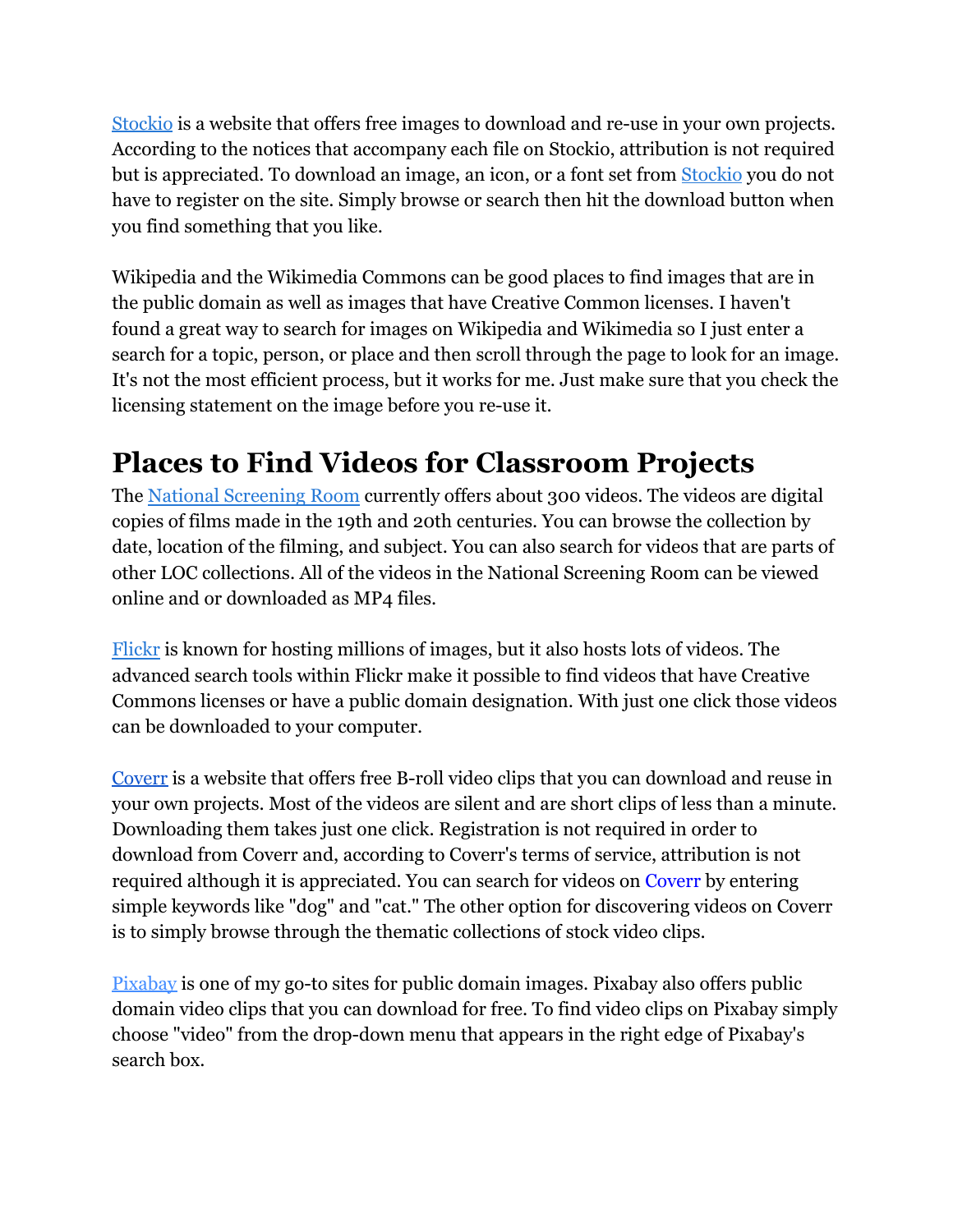Stockio is a website that offers free images to download and re-use in your own projects. According to the notices that accompany each file on Stockio, attribution is not required but is appreciated. To download an image, an icon, or a font set from Stockio you do not have to register on the site. Simply browse or search then hit the download button when you find something that you like.

Wikipedia and the Wikimedia Commons can be good places to find images that are in the public domain as well as images that have Creative Common licenses. I haven't found a great way to search for images on Wikipedia and Wikimedia so I just enter a search for a topic, person, or place and then scroll through the page to look for an image. It's not the most efficient process, but it works for me. Just make sure that you check the licensing statement on the image before you re-use it.

# Places to Find Videos for Classroom Projects

The National Screening Room currently offers about 300 videos. The videos are digital copies of films made in the 19th and 20th centuries. You can browse the collection by date, location of the filming, and subject. You can also search for videos that are parts of other LOC collections. All of the videos in the National Screening Room can be viewed online and or downloaded as MP4 files.

Flickr is known for hosting millions of images, but it also hosts lots of videos. The advanced search tools within Flickr make it possible to find videos that have Creative Commons licenses or have a public domain designation. With just one click those videos can be downloaded to your computer.

Coverr is a website that offers free B-roll video clips that you can download and reuse in your own projects. Most of the videos are silent and are short clips of less than a minute. Downloading them takes just one click. Registration is not required in order to download from Coverr and, according to Coverr's terms of service, attribution is not required although it is appreciated. You can search for videos on Coverr by entering simple keywords like "dog" and "cat." The other option for discovering videos on Coverr is to simply browse through the thematic collections of stock video clips.

Pixabay is one of my go-to sites for public domain images. Pixabay also offers public domain video clips that you can download for free. To find video clips on Pixabay simply choose "video" from the drop-down menu that appears in the right edge of Pixabay's search box.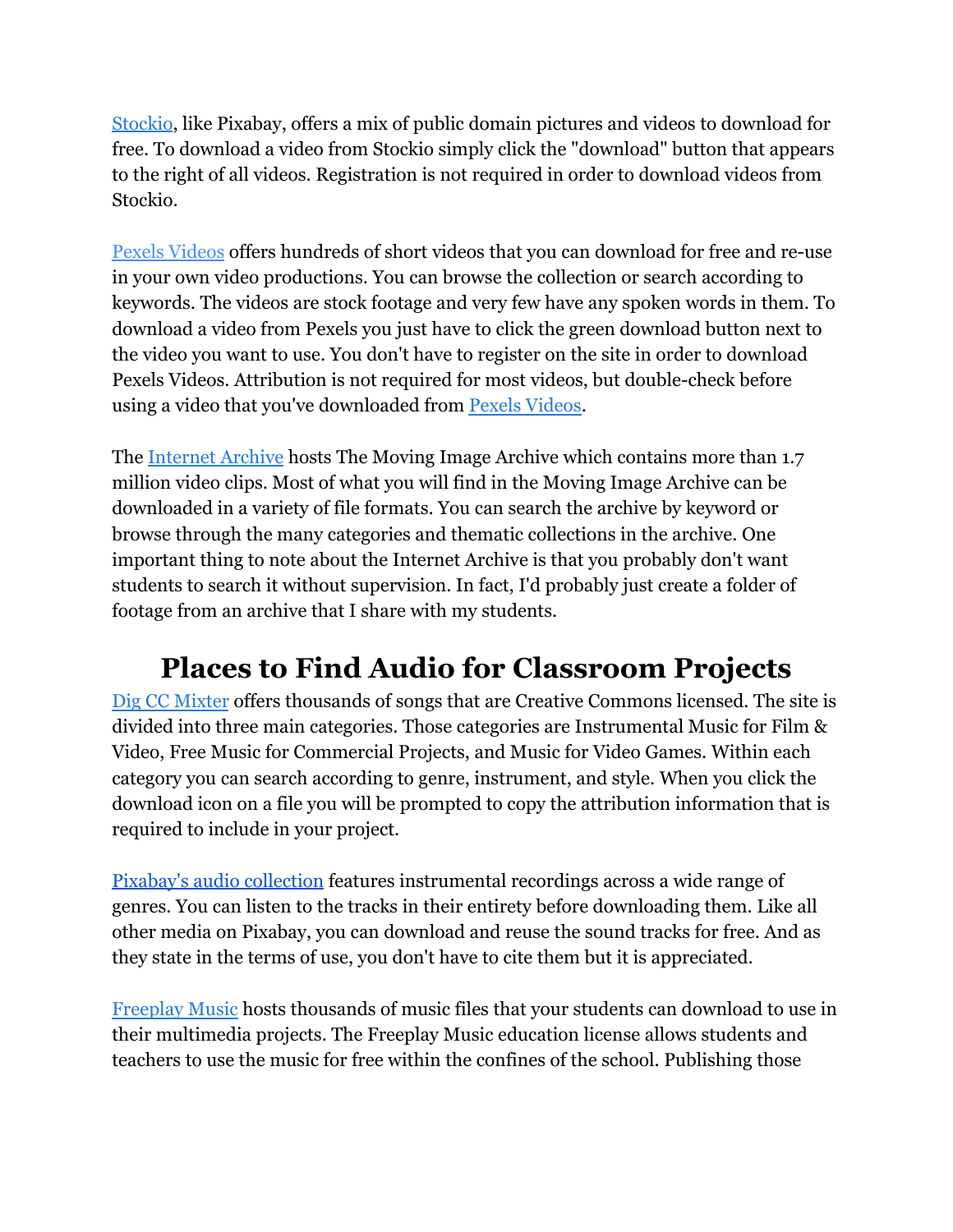Stockio, like Pixabay, offers a mix of public domain pictures and videos to download for free. To download a video from Stockio simply click the "download" button that appears to the right of all videos. Registration is not required in order to download videos from Stockio.

Pexels Videos offers hundreds of short videos that you can download for free and re-use in your own video productions. You can browse the collection or search according to keywords. The videos are stock footage and very few have any spoken words in them. To download a video from Pexels you just have to click the green download button next to the video you want to use. You don't have to register on the site in order to download Pexels Videos. Attribution is not required for most videos, but double-check before using a video that you've downloaded from Pexels Videos.

The Internet Archive hosts The Moving Image Archive which contains more than 1.7 million video clips. Most of what you will find in the Moving Image Archive can be downloaded in a variety of file formats. You can search the archive by keyword or browse through the many categories and thematic collections in the archive. One important thing to note about the Internet Archive is that you probably don't want students to search it without supervision. In fact, I'd probably just create a folder of footage from an archive that I share with my students.

## Places to Find Audio for Classroom Projects

Dig CC Mixter offers thousands of songs that are Creative Commons licensed. The site is divided into three main categories. Those categories are Instrumental Music for Film & Video, Free Music for Commercial Projects, and Music for Video Games. Within each category you can search according to genre, instrument, and style. When you click the download icon on a file you will be prompted to copy the attribution information that is required to include in your project.

Pixabay's audio collection features instrumental recordings across a wide range of genres. You can listen to the tracks in their entirety before downloading them. Like all other media on Pixabay, you can download and reuse the sound tracks for free. And as they state in the terms of use, you don't have to cite them but it is appreciated.

Freeplay Music hosts thousands of music files that your students can download to use in their multimedia projects. The Freeplay Music education license allows students and teachers to use the music for free within the confines of the school. Publishing those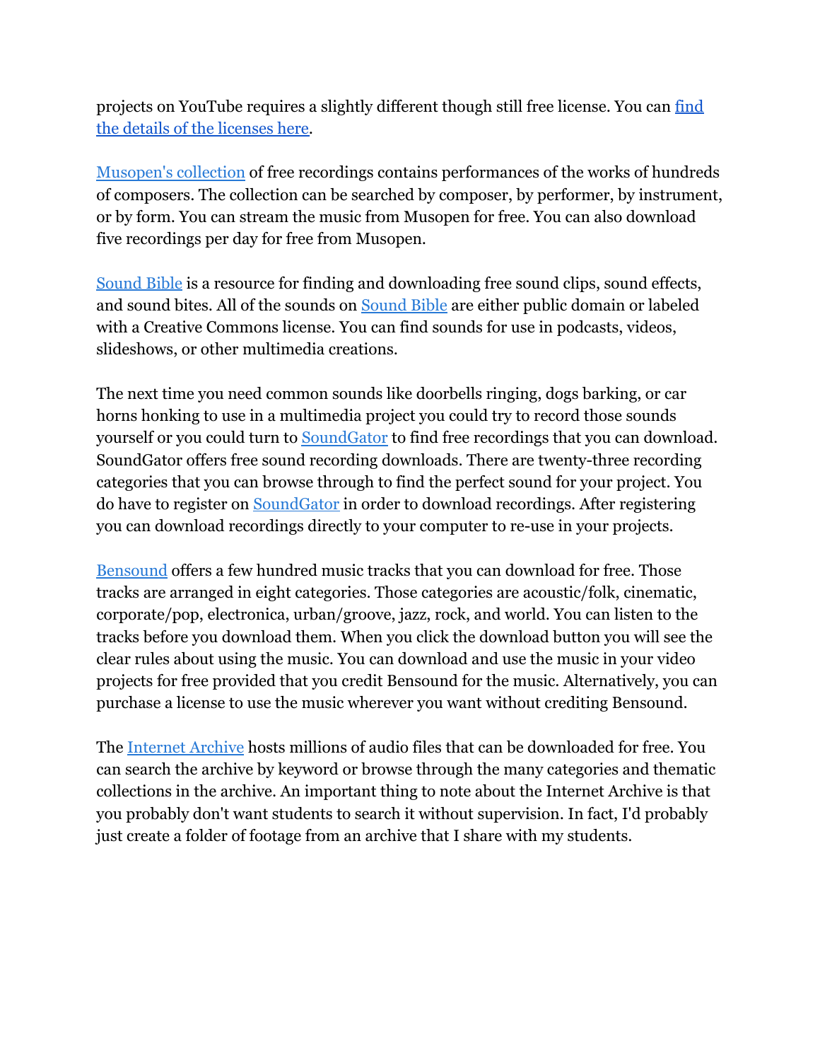projects on YouTube requires a slightly different though still free license. You can find the details of the licenses here.

Musopen's collection of free recordings contains performances of the works of hundreds of composers. The collection can be searched by composer, by performer, by instrument, or by form. You can stream the music from Musopen for free. You can also download five recordings per day for free from Musopen.

Sound Bible is a resource for finding and downloading free sound clips, sound effects, and sound bites. All of the sounds on Sound Bible are either public domain or labeled with a Creative Commons license. You can find sounds for use in podcasts, videos, slideshows, or other multimedia creations.

The next time you need common sounds like doorbells ringing, dogs barking, or car horns honking to use in a multimedia project you could try to record those sounds yourself or you could turn to SoundGator to find free recordings that you can download. SoundGator offers free sound recording downloads. There are twenty-three recording categories that you can browse through to find the perfect sound for your project. You do have to register on SoundGator in order to download recordings. After registering you can download recordings directly to your computer to re-use in your projects.

Bensound offers a few hundred music tracks that you can download for free. Those tracks are arranged in eight categories. Those categories are acoustic/folk, cinematic, corporate/pop, electronica, urban/groove, jazz, rock, and world. You can listen to the tracks before you download them. When you click the download button you will see the clear rules about using the music. You can download and use the music in your video projects for free provided that you credit Bensound for the music. Alternatively, you can purchase a license to use the music wherever you want without crediting Bensound.

The Internet Archive hosts millions of audio files that can be downloaded for free. You can search the archive by keyword or browse through the many categories and thematic collections in the archive. An important thing to note about the Internet Archive is that you probably don't want students to search it without supervision. In fact, I'd probably just create a folder of footage from an archive that I share with my students.